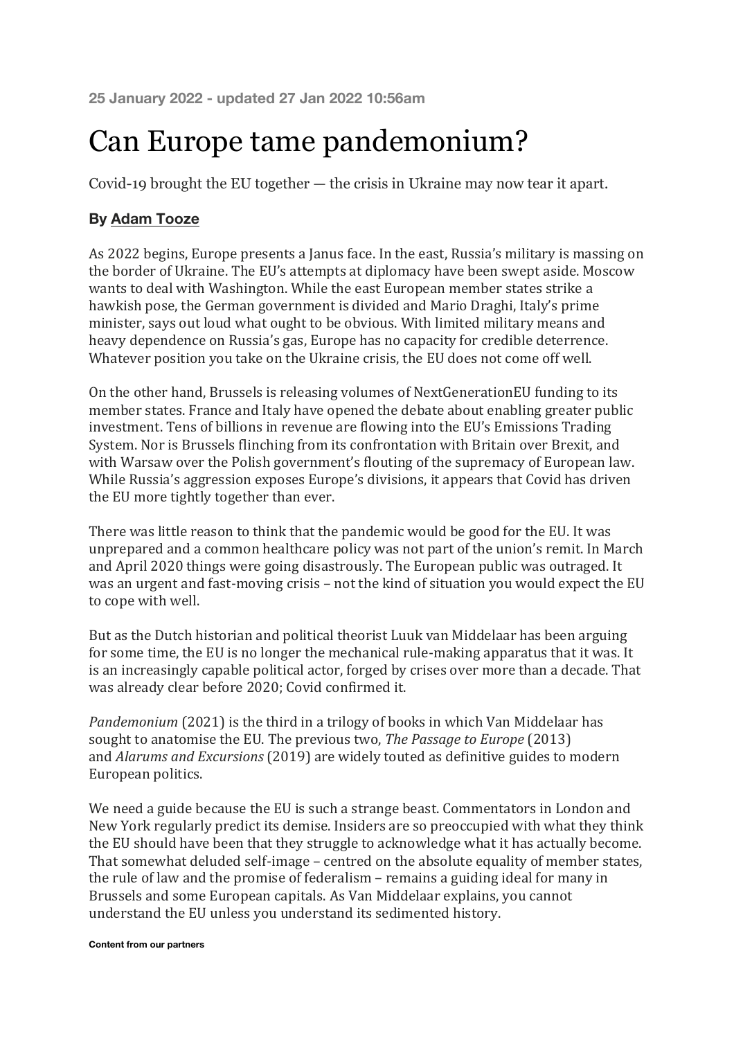**25 January 2022 - updated 27 Jan 2022 10:56am**

# Can Europe tame pandemonium?

Covid-19 brought the EU together — the crisis in Ukraine may now tear it apart.

**By [Adam Tooze]**

As 2022 begins, Europe presents a Janus face. In the east, Russia's military is massing on the border of Ukraine. The EU's attempts at diplomacy have been swept aside. Moscow wants to deal with Washington. While the east European member states strike a hawkish pose, the German government is divided and Mario Draghi, Italy's prime minister, says out loud what ought to be obvious. With limited military means and heavy dependence on Russia's gas, Europe has no capacity for credible deterrence. Whatever position you take on the Ukraine crisis, the EU does not come off well.

On the other hand, Brussels is releasing volumes of NextGenerationEU funding to its member states. France and Italy have opened the debate about enabling greater public investment. Tens of billions in revenue are flowing into the EU's Emissions Trading System. Nor is Brussels flinching from its confrontation with Britain over Brexit, and with Warsaw over the Polish government's flouting of the supremacy of European law. While Russia's aggression exposes Europe's divisions, it appears that Covid has driven the EU more tightly together than ever.

There was little reason to think that the pandemic would be good for the EU. It was unprepared and a common healthcare policy was not part of the union's remit. In March and April 2020 things were going disastrously. The European public was outraged. It was an urgent and fast-moving crisis – not the kind of situation you would expect the EU to cope with well.

But as the Dutch historian and political theorist Luuk van Middelaar has been arguing for some time, the EU is no longer the mechanical rule-making apparatus that it was. It is an increasingly capable political actor, forged by crises over more than a decade. That was already clear before 2020; Covid confirmed it.

*Pandemonium* (2021) is the third in a trilogy of books in which Van Middelaar has sought to anatomise the EU. The previous two, *The Passage to Europe* (2013) and *Alarums and Excursions* (2019) are widely touted as definitive guides to modern European politics.

We need a guide because the EU is such a strange beast. Commentators in London and New York regularly predict its demise. Insiders are so preoccupied with what they think the EU should have been that they struggle to acknowledge what it has actually become. That somewhat deluded self-image – centred on the absolute equality of member states, the rule of law and the promise of federalism – remains a guiding ideal for many in Brussels and some European capitals. As Van Middelaar explains, you cannot understand the EU unless you understand its sedimented history.

**Content from our partners**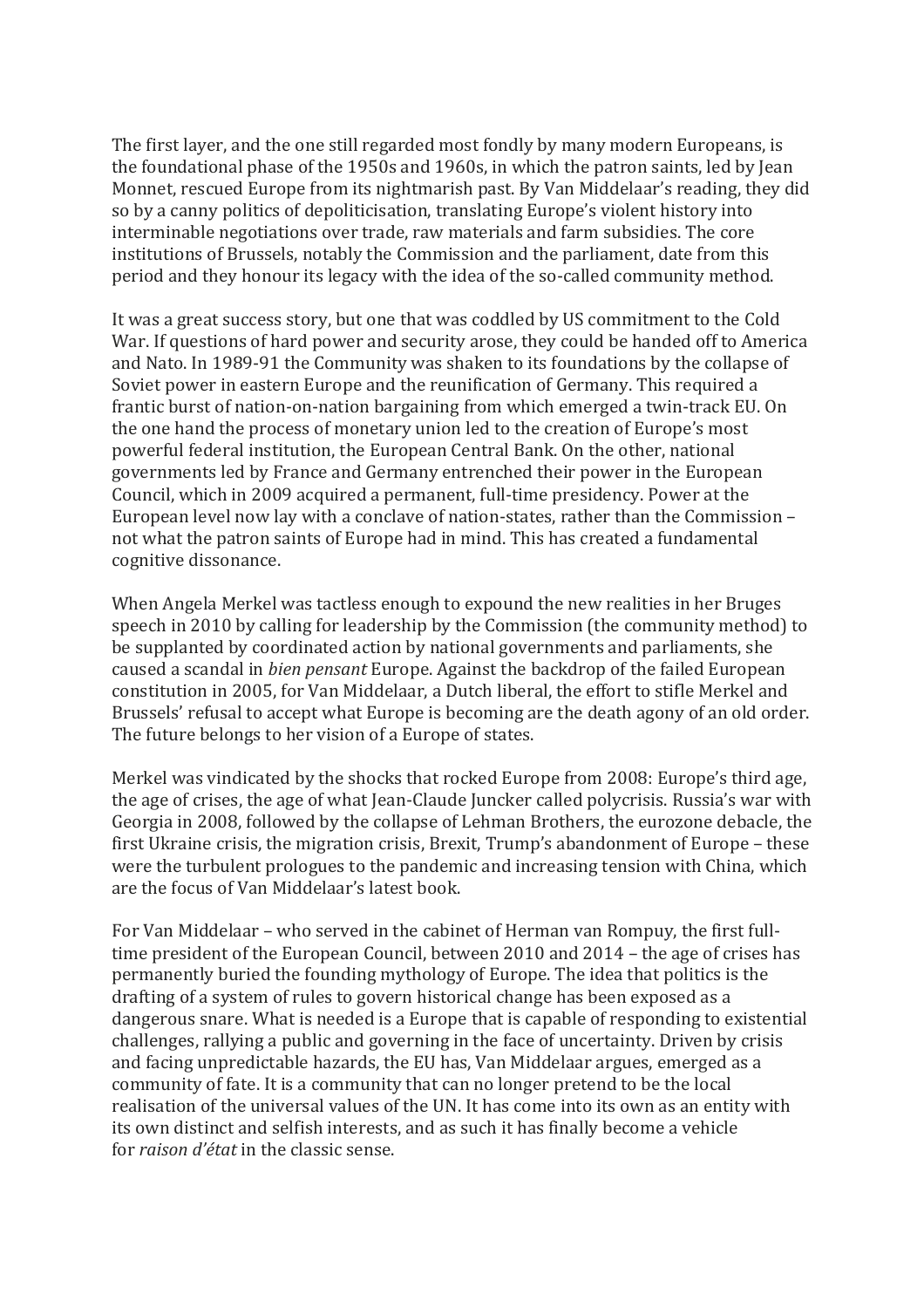The first layer, and the one still regarded most fondly by many modern Europeans, is the foundational phase of the 1950s and 1960s, in which the patron saints, led by Jean Monnet, rescued Europe from its nightmarish past. By Van Middelaar's reading, they did so by a canny politics of depoliticisation, translating Europe's violent history into interminable negotiations over trade, raw materials and farm subsidies. The core institutions of Brussels, notably the Commission and the parliament, date from this period and they honour its legacy with the idea of the so-called community method.

It was a great success story, but one that was coddled by US commitment to the Cold War. If questions of hard power and security arose, they could be handed off to America and Nato. In 1989-91 the Community was shaken to its foundations by the collapse of Soviet power in eastern Europe and the reunification of Germany. This required a frantic burst of nation-on-nation bargaining from which emerged a twin-track EU. On the one hand the process of monetary union led to the creation of Europe's most powerful federal institution, the European Central Bank. On the other, national governments led by France and Germany entrenched their power in the European Council, which in 2009 acquired a permanent, full-time presidency. Power at the European level now lay with a conclave of nation-states, rather than the Commission – not what the patron saints of Europe had in mind. This has created a fundamental cognitive dissonance.

When Angela Merkel was tactless enough to expound the new realities in her Bruges speech in 2010 by calling for leadership by the Commission (the community method) to be supplanted by coordinated action by national governments and parliaments, she caused a scandal in *bien pensant* Europe. Against the backdrop of the failed European constitution in 2005, for Van Middelaar, a Dutch liberal, the effort to stifle Merkel and Brussels' refusal to accept what Europe is becoming are the death agony of an old order. The future belongs to her vision of a Europe of states.

Merkel was vindicated by the shocks that rocked Europe from 2008: Europe's third age, the age of crises, the age of what Jean-Claude Juncker called polycrisis. Russia's war with Georgia in 2008, followed by the collapse of Lehman Brothers, the eurozone debacle, the first Ukraine crisis, the migration crisis, Brexit, Trump's abandonment of Europe – these were the turbulent prologues to the pandemic and increasing tension with China, which are the focus of Van Middelaar's latest book.

For Van Middelaar – who served in the cabinet of Herman van Rompuy, the first full-time president of the European Council, between 2010 and 2014 – the age of crises has permanently buried the founding mythology of Europe. The idea that politics is the drafting of a system of rules to govern historical change has been exposed as a dangerous snare. What is needed is a Europe that is capable of responding to existential challenges, rallying a public and governing in the face of uncertainty. Driven by crisis and facing unpredictable hazards, the EU has, Van Middelaar argues, emerged as a community of fate. It is a community that can no longer pretend to be the local realisation of the universal values of the UN. It has come into its own as an entity with its own distinct and selfish interests, and as such it has finally become a vehicle for *raison d'état* in the classic sense.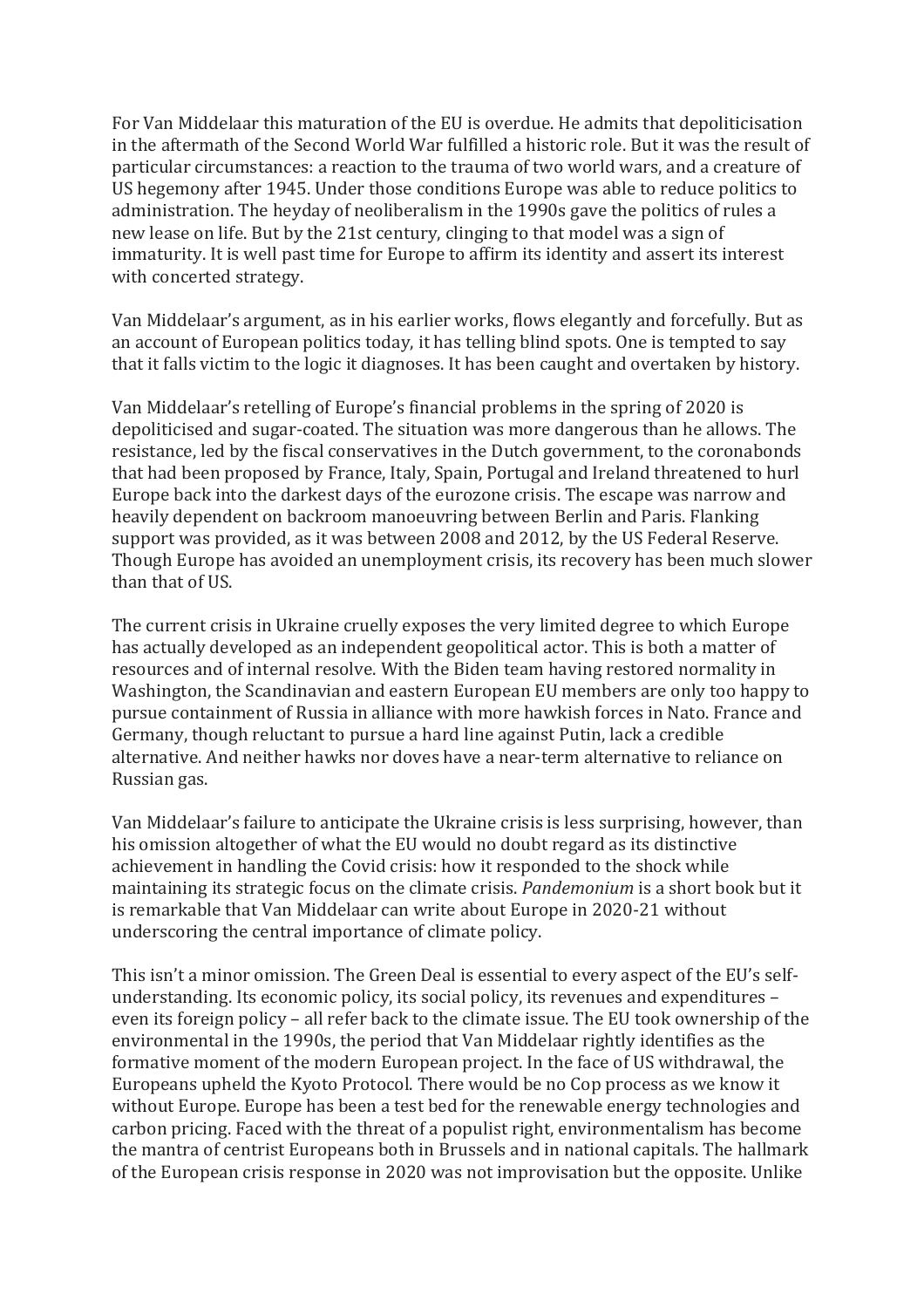For Van Middelaar this maturation of the EU is overdue. He admits that depoliticisation in the aftermath of the Second World War fulfilled a historic role. But it was the result of particular circumstances: a reaction to the trauma of two world wars, and a creature of US hegemony after 1945. Under those conditions Europe was able to reduce politics to administration. The heyday of neoliberalism in the 1990s gave the politics of rules a new lease on life. But by the 21st century, clinging to that model was a sign of immaturity. It is well past time for Europe to affirm its identity and assert its interest with concerted strategy.

Van Middelaar's argument, as in his earlier works, flows elegantly and forcefully. But as an account of European politics today, it has telling blind spots. One is tempted to say that it falls victim to the logic it diagnoses. It has been caught and overtaken by history.

Van Middelaar's retelling of Europe's financial problems in the spring of 2020 is depoliticised and sugar-coated. The situation was more dangerous than he allows. The resistance, led by the fiscal conservatives in the Dutch government, to the coronabonds that had been proposed by France, Italy, Spain, Portugal and Ireland threatened to hurl Europe back into the darkest days of the eurozone crisis. The escape was narrow and heavily dependent on backroom manoeuvring between Berlin and Paris. Flanking support was provided, as it was between 2008 and 2012, by the US Federal Reserve. Though Europe has avoided an unemployment crisis, its recovery has been much slower than that of US.

The current crisis in Ukraine cruelly exposes the very limited degree to which Europe has actually developed as an independent geopolitical actor. This is both a matter of resources and of internal resolve. With the Biden team having restored normality in Washington, the Scandinavian and eastern European EU members are only too happy to pursue containment of Russia in alliance with more hawkish forces in Nato. France and Germany, though reluctant to pursue a hard line against Putin, lack a credible alternative. And neither hawks nor doves have a near-term alternative to reliance on Russian gas.

Van Middelaar's failure to anticipate the Ukraine crisis is less surprising, however, than his omission altogether of what the EU would no doubt regard as its distinctive achievement in handling the Covid crisis: how it responded to the shock while maintaining its strategic focus on the climate crisis. *Pandemonium* is a short book but it is remarkable that Van Middelaar can write about Europe in 2020-21 without underscoring the central importance of climate policy.

This isn't a minor omission. The Green Deal is essential to every aspect of the EU's self-understanding. Its economic policy, its social policy, its revenues and expenditures – even its foreign policy – all refer back to the climate issue. The EU took ownership of the environmental in the 1990s, the period that Van Middelaar rightly identifies as the formative moment of the modern European project. In the face of US withdrawal, the Europeans upheld the Kyoto Protocol. There would be no Cop process as we know it without Europe. Europe has been a test bed for the renewable energy technologies and carbon pricing. Faced with the threat of a populist right, environmentalism has become the mantra of centrist Europeans both in Brussels and in national capitals. The hallmark of the European crisis response in 2020 was not improvisation but the opposite. Unlike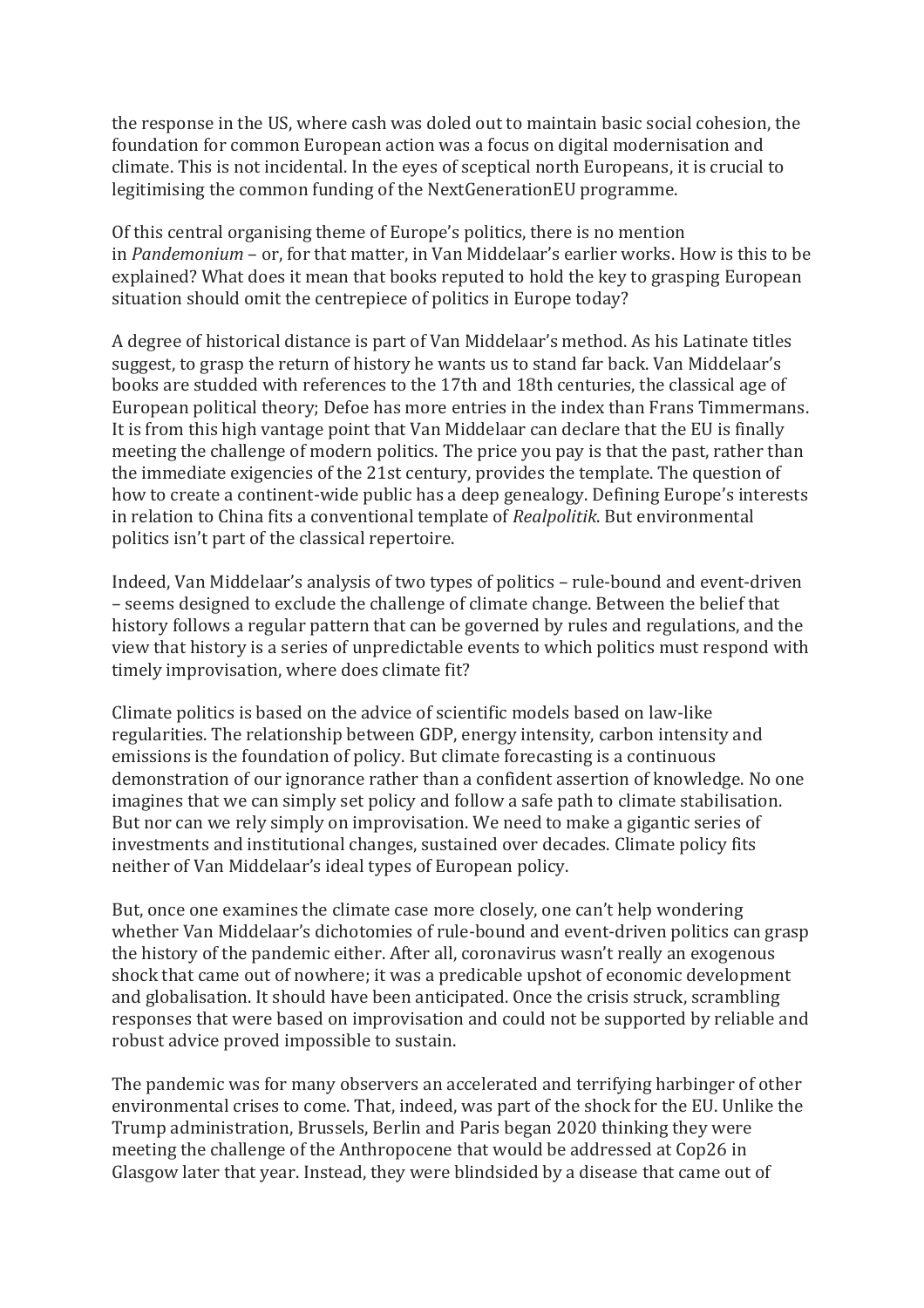the response in the US, where cash was doled out to maintain basic social cohesion, the foundation for common European action was a focus on digital modernisation and climate. This is not incidental. In the eyes of sceptical north Europeans, it is crucial to legitimising the common funding of the NextGenerationEU programme.

Of this central organising theme of Europe's politics, there is no mention in *Pandemonium* – or, for that matter, in Van Middelaar's earlier works. How is this to be explained? What does it mean that books reputed to hold the key to grasping European situation should omit the centrepiece of politics in Europe today?

A degree of historical distance is part of Van Middelaar's method. As his Latinate titles suggest, to grasp the return of history he wants us to stand far back. Van Middelaar's books are studded with references to the 17th and 18th centuries, the classical age of European political theory; Defoe has more entries in the index than Frans Timmermans. It is from this high vantage point that Van Middelaar can declare that the EU is finally meeting the challenge of modern politics. The price you pay is that the past, rather than the immediate exigencies of the 21st century, provides the template. The question of how to create a continent-wide public has a deep genealogy. Defining Europe's interests in relation to China fits a conventional template of *Realpolitik*. But environmental politics isn't part of the classical repertoire.

Indeed, Van Middelaar's analysis of two types of politics – rule-bound and event-driven – seems designed to exclude the challenge of climate change. Between the belief that history follows a regular pattern that can be governed by rules and regulations, and the view that history is a series of unpredictable events to which politics must respond with timely improvisation, where does climate fit?

Climate politics is based on the advice of scientific models based on law-like regularities. The relationship between GDP, energy intensity, carbon intensity and emissions is the foundation of policy. But climate forecasting is a continuous demonstration of our ignorance rather than a confident assertion of knowledge. No one imagines that we can simply set policy and follow a safe path to climate stabilisation. But nor can we rely simply on improvisation. We need to make a gigantic series of investments and institutional changes, sustained over decades. Climate policy fits neither of Van Middelaar's ideal types of European policy.

But, once one examines the climate case more closely, one can't help wondering whether Van Middelaar's dichotomies of rule-bound and event-driven politics can grasp the history of the pandemic either. After all, coronavirus wasn't really an exogenous shock that came out of nowhere; it was a predicable upshot of economic development and globalisation. It should have been anticipated. Once the crisis struck, scrambling responses that were based on improvisation and could not be supported by reliable and robust advice proved impossible to sustain.

The pandemic was for many observers an accelerated and terrifying harbinger of other environmental crises to come. That, indeed, was part of the shock for the EU. Unlike the Trump administration, Brussels, Berlin and Paris began 2020 thinking they were meeting the challenge of the Anthropocene that would be addressed at Cop26 in Glasgow later that year. Instead, they were blindsided by a disease that came out of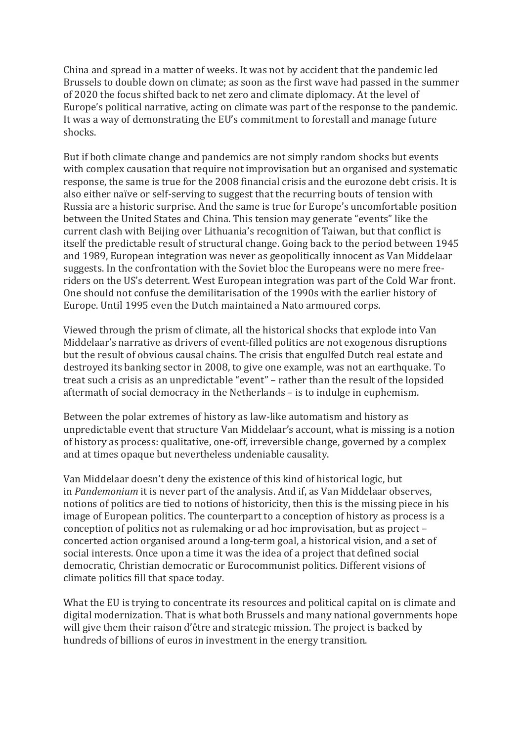China and spread in a matter of weeks. It was not by accident that the pandemic led Brussels to double down on climate; as soon as the first wave had passed in the summer of 2020 the focus shifted back to net zero and climate diplomacy. At the level of Europe's political narrative, acting on climate was part of the response to the pandemic. It was a way of demonstrating the EU's commitment to forestall and manage future shocks.

But if both climate change and pandemics are not simply random shocks but events with complex causation that require not improvisation but an organised and systematic response, the same is true for the 2008 financial crisis and the eurozone debt crisis. It is also either naïve or self-serving to suggest that the recurring bouts of tension with Russia are a historic surprise. And the same is true for Europe's uncomfortable position between the United States and China. This tension may generate "events" like the current clash with Beijing over Lithuania's recognition of Taiwan, but that conflict is itself the predictable result of structural change. Going back to the period between 1945 and 1989, European integration was never as geopolitically innocent as Van Middelaar suggests. In the confrontation with the Soviet bloc the Europeans were no mere free-riders on the US's deterrent. West European integration was part of the Cold War front. One should not confuse the demilitarisation of the 1990s with the earlier history of Europe. Until 1995 even the Dutch maintained a Nato armoured corps.

Viewed through the prism of climate, all the historical shocks that explode into Van Middelaar's narrative as drivers of event-filled politics are not exogenous disruptions but the result of obvious causal chains. The crisis that engulfed Dutch real estate and destroyed its banking sector in 2008, to give one example, was not an earthquake. To treat such a crisis as an unpredictable "event" – rather than the result of the lopsided aftermath of social democracy in the Netherlands – is to indulge in euphemism.

Between the polar extremes of history as law-like automatism and history as unpredictable event that structure Van Middelaar's account, what is missing is a notion of history as process: qualitative, one-off, irreversible change, governed by a complex and at times opaque but nevertheless undeniable causality.

Van Middelaar doesn't deny the existence of this kind of historical logic, but in *Pandemonium* it is never part of the analysis. And if, as Van Middelaar observes, notions of politics are tied to notions of historicity, then this is the missing piece in his image of European politics. The counterpart to a conception of history as process is a conception of politics not as rulemaking or ad hoc improvisation, but as project – concerted action organised around a long-term goal, a historical vision, and a set of social interests. Once upon a time it was the idea of a project that defined social democratic, Christian democratic or Eurocommunist politics. Different visions of climate politics fill that space today.

What the EU is trying to concentrate its resources and political capital on is climate and digital modernization. That is what both Brussels and many national governments hope will give them their raison d'être and strategic mission. The project is backed by hundreds of billions of euros in investment in the energy transition.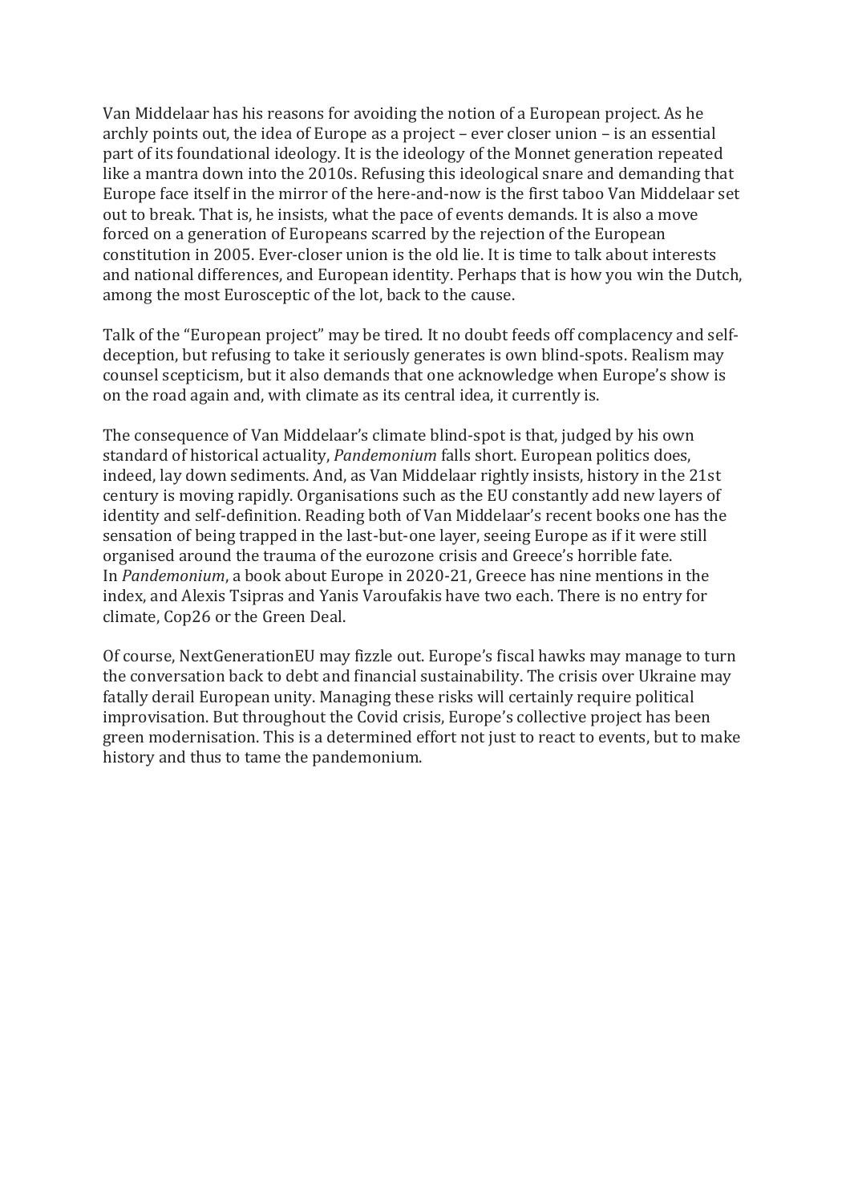Van Middelaar has his reasons for avoiding the notion of a European project. As he archly points out, the idea of Europe as a project – ever closer union – is an essential part of its foundational ideology. It is the ideology of the Monnet generation repeated like a mantra down into the 2010s. Refusing this ideological snare and demanding that Europe face itself in the mirror of the here-and-now is the first taboo Van Middelaar set out to break. That is, he insists, what the pace of events demands. It is also a move forced on a generation of Europeans scarred by the rejection of the European constitution in 2005. Ever-closer union is the old lie. It is time to talk about interests and national differences, and European identity. Perhaps that is how you win the Dutch, among the most Eurosceptic of the lot, back to the cause.

Talk of the "European project" may be tired. It no doubt feeds off complacency and self-deception, but refusing to take it seriously generates is own blind-spots. Realism may counsel scepticism, but it also demands that one acknowledge when Europe's show is on the road again and, with climate as its central idea, it currently is.

The consequence of Van Middelaar's climate blind-spot is that, judged by his own standard of historical actuality, *Pandemonium* falls short. European politics does, indeed, lay down sediments. And, as Van Middelaar rightly insists, history in the 21st century is moving rapidly. Organisations such as the EU constantly add new layers of identity and self-definition. Reading both of Van Middelaar's recent books one has the sensation of being trapped in the last-but-one layer, seeing Europe as if it were still organised around the trauma of the eurozone crisis and Greece's horrible fate. In *Pandemonium*, a book about Europe in 2020-21, Greece has nine mentions in the index, and Alexis Tsipras and Yanis Varoufakis have two each. There is no entry for climate, Cop26 or the Green Deal.

Of course, NextGenerationEU may fizzle out. Europe's fiscal hawks may manage to turn the conversation back to debt and financial sustainability. The crisis over Ukraine may fatally derail European unity. Managing these risks will certainly require political improvisation. But throughout the Covid crisis, Europe's collective project has been green modernisation. This is a determined effort not just to react to events, but to make history and thus to tame the pandemonium.